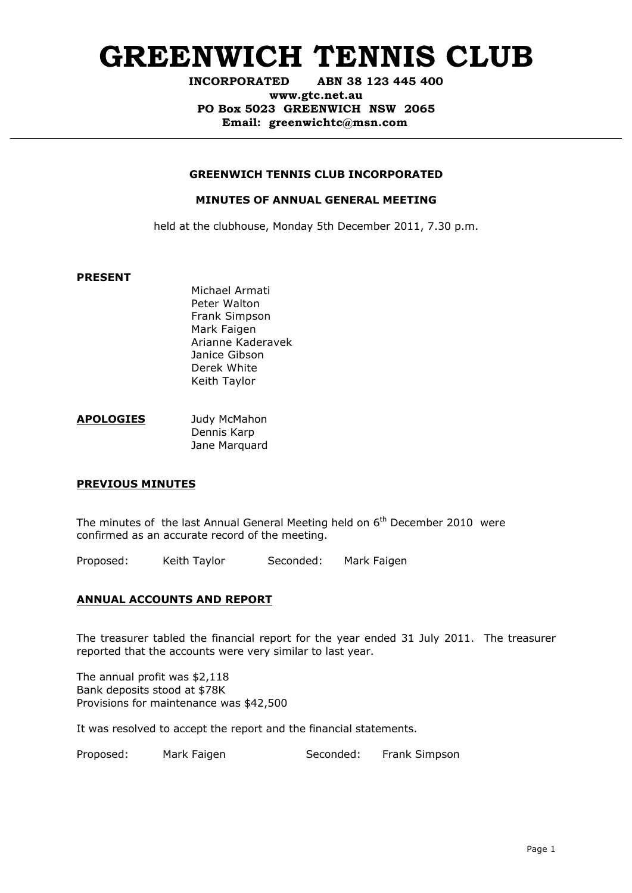# GREENWICH TENNIS CLUB

**INCORPORATED ABN 38 123 445 400**
**www.gtc.net.au**
**PO Box 5023 GREENWICH NSW 2065**
**Email: greenwichtc@msn.com**

---

**GREENWICH TENNIS CLUB INCORPORATED**

**MINUTES OF ANNUAL GENERAL MEETING**

held at the clubhouse, Monday 5th December 2011, 7.30 p.m.

**PRESENT**

Michael Armati
Peter Walton
Frank Simpson
Mark Faigen
Arianne Kaderavek
Janice Gibson
Derek White
Keith Taylor

**APOLOGIES**

Judy McMahon
Dennis Karp
Jane Marquard

**PREVIOUS MINUTES**

The minutes of the last Annual General Meeting held on 6th December 2010 were confirmed as an accurate record of the meeting.

Proposed: Keith Taylor Seconded: Mark Faigen

**ANNUAL ACCOUNTS AND REPORT**

The treasurer tabled the financial report for the year ended 31 July 2011. The treasurer reported that the accounts were very similar to last year.

The annual profit was $2,118
Bank deposits stood at $78K
Provisions for maintenance was $42,500

It was resolved to accept the report and the financial statements.

Proposed: Mark Faigen Seconded: Frank Simpson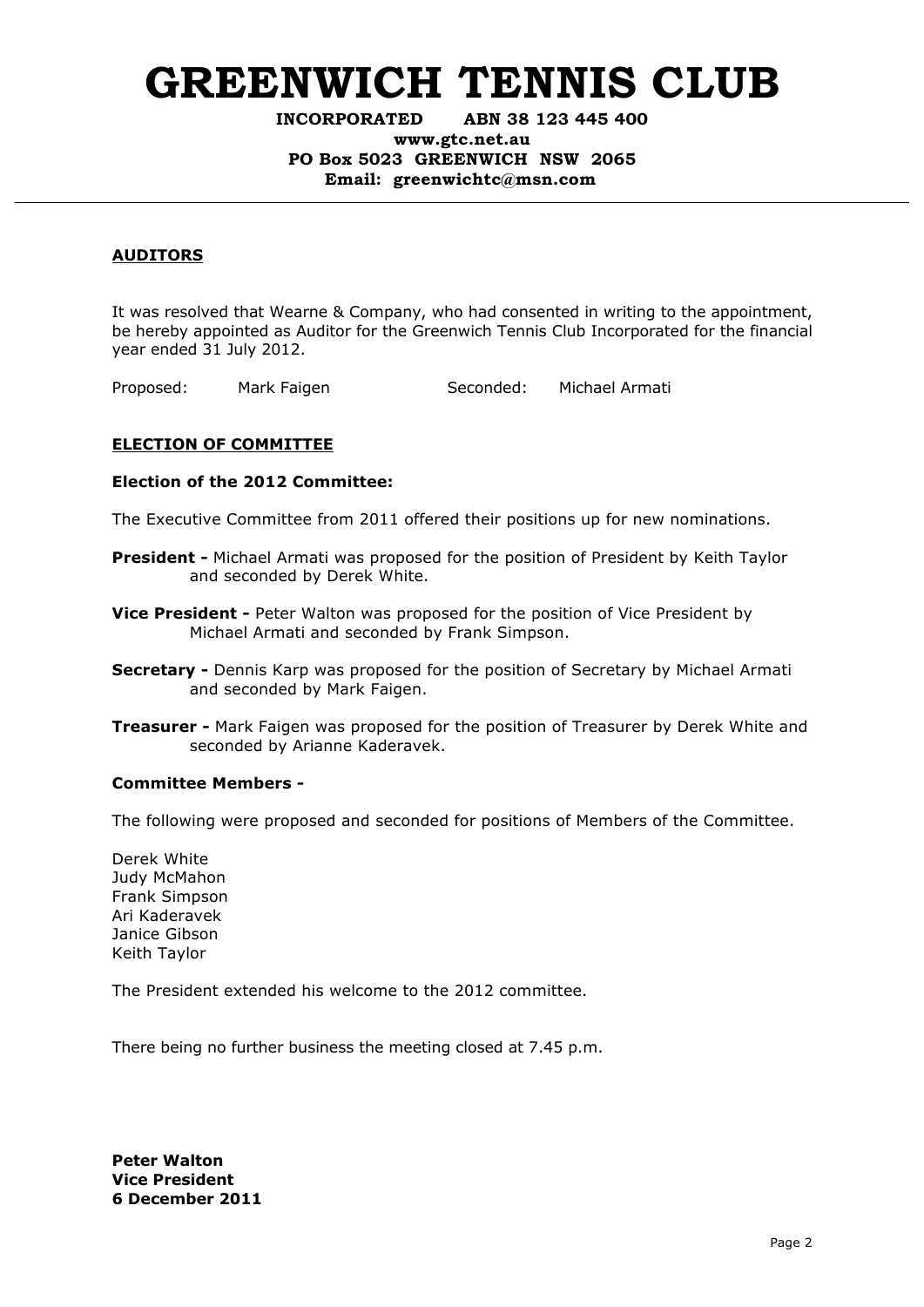# GREENWICH TENNIS CLUB

**INCORPORATED ABN 38 123 445 400**
**www.gtc.net.au**
**PO Box 5023 GREENWICH NSW 2065**
**Email: greenwichtc@msn.com**

---

## AUDITORS

It was resolved that Wearne & Company, who had consented in writing to the appointment, be hereby appointed as Auditor for the Greenwich Tennis Club Incorporated for the financial year ended 31 July 2012.

Proposed: Mark Faigen Seconded: Michael Armati

## ELECTION OF COMMITTEE

**Election of the 2012 Committee:**

The Executive Committee from 2011 offered their positions up for new nominations.

**President -** Michael Armati was proposed for the position of President by Keith Taylor and seconded by Derek White.

**Vice President -** Peter Walton was proposed for the position of Vice President by Michael Armati and seconded by Frank Simpson.

**Secretary -** Dennis Karp was proposed for the position of Secretary by Michael Armati and seconded by Mark Faigen.

**Treasurer -** Mark Faigen was proposed for the position of Treasurer by Derek White and seconded by Arianne Kaderavek.

**Committee Members -**

The following were proposed and seconded for positions of Members of the Committee.

Derek White
Judy McMahon
Frank Simpson
Ari Kaderavek
Janice Gibson
Keith Taylor

The President extended his welcome to the 2012 committee.

There being no further business the meeting closed at 7.45 p.m.

**Peter Walton**
**Vice President**
**6 December 2011**